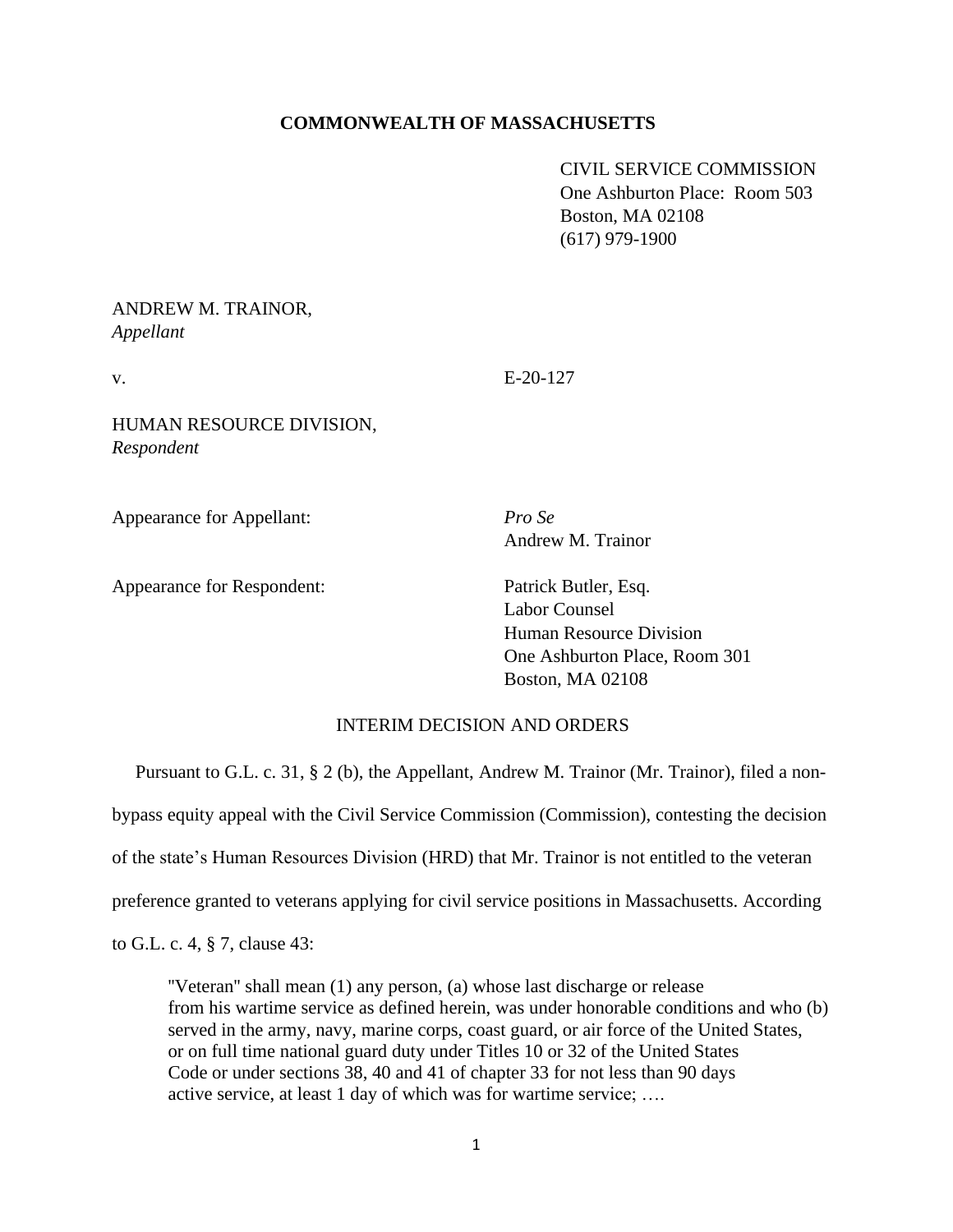**COMMONWEALTH OF MASSACHUSETTS**

CIVIL SERVICE COMMISSION
One Ashburton Place: Room 503
Boston, MA 02108
(617) 979-1900

ANDREW M. TRAINOR,
*Appellant*

v. E-20-127

HUMAN RESOURCE DIVISION,
*Respondent*

Appearance for Appellant: *Pro Se*
Andrew M. Trainor

Appearance for Respondent: Patrick Butler, Esq.
Labor Counsel
Human Resource Division
One Ashburton Place, Room 301
Boston, MA 02108

INTERIM DECISION AND ORDERS

Pursuant to G.L. c. 31, § 2 (b), the Appellant, Andrew M. Trainor (Mr. Trainor), filed a non-bypass equity appeal with the Civil Service Commission (Commission), contesting the decision of the state's Human Resources Division (HRD) that Mr. Trainor is not entitled to the veteran preference granted to veterans applying for civil service positions in Massachusetts. According to G.L. c. 4, § 7, clause 43:

> "Veteran" shall mean (1) any person, (a) whose last discharge or release from his wartime service as defined herein, was under honorable conditions and who (b) served in the army, navy, marine corps, coast guard, or air force of the United States, or on full time national guard duty under Titles 10 or 32 of the United States Code or under sections 38, 40 and 41 of chapter 33 for not less than 90 days active service, at least 1 day of which was for wartime service; ….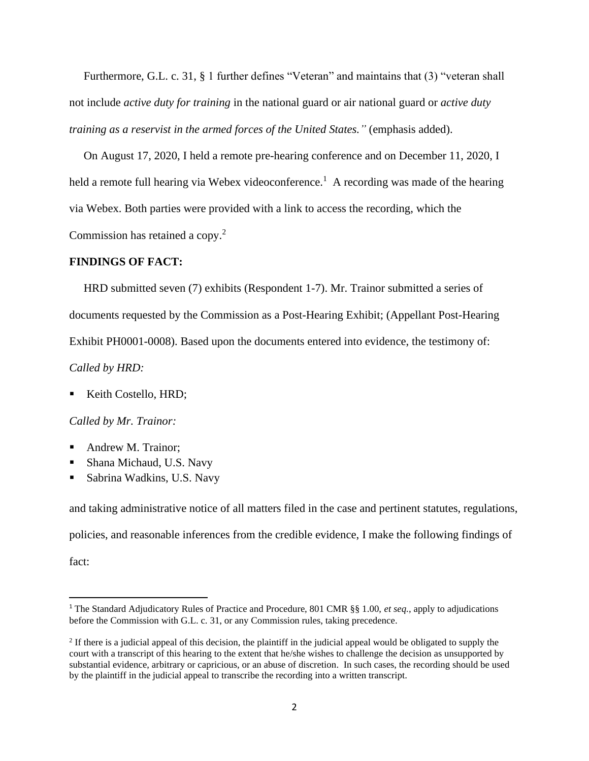Furthermore, G.L. c. 31, § 1 further defines "Veteran" and maintains that (3) "veteran shall not include *active duty for training* in the national guard or air national guard or *active duty training as a reservist in the armed forces of the United States."* (emphasis added).

On August 17, 2020, I held a remote pre-hearing conference and on December 11, 2020, I held a remote full hearing via Webex videoconference.[1] A recording was made of the hearing via Webex. Both parties were provided with a link to access the recording, which the Commission has retained a copy.[2]

**FINDINGS OF FACT:**

HRD submitted seven (7) exhibits (Respondent 1-7). Mr. Trainor submitted a series of documents requested by the Commission as a Post-Hearing Exhibit; (Appellant Post-Hearing Exhibit PH0001-0008). Based upon the documents entered into evidence, the testimony of:

*Called by HRD:*

- Keith Costello, HRD;

*Called by Mr. Trainor:*

- Andrew M. Trainor;
- Shana Michaud, U.S. Navy
- Sabrina Wadkins, U.S. Navy

and taking administrative notice of all matters filed in the case and pertinent statutes, regulations, policies, and reasonable inferences from the credible evidence, I make the following findings of fact:

---

[1] The Standard Adjudicatory Rules of Practice and Procedure, 801 CMR §§ 1.00, *et seq.*, apply to adjudications before the Commission with G.L. c. 31, or any Commission rules, taking precedence.

[2] If there is a judicial appeal of this decision, the plaintiff in the judicial appeal would be obligated to supply the court with a transcript of this hearing to the extent that he/she wishes to challenge the decision as unsupported by substantial evidence, arbitrary or capricious, or an abuse of discretion. In such cases, the recording should be used by the plaintiff in the judicial appeal to transcribe the recording into a written transcript.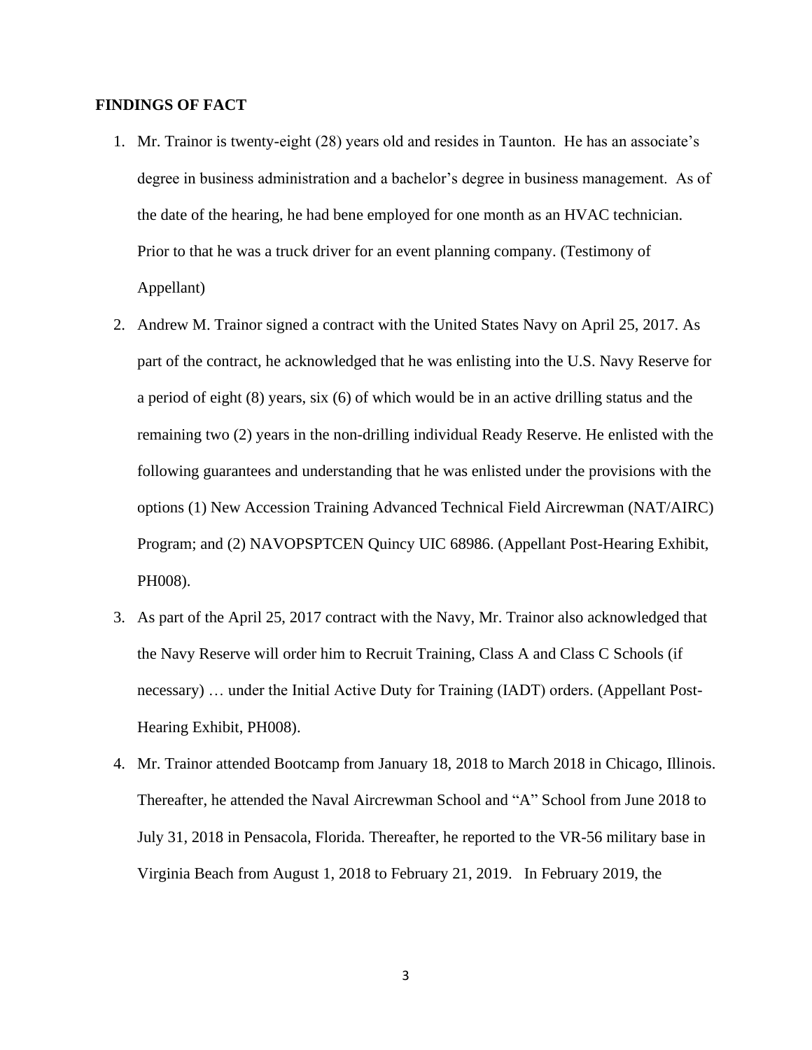**FINDINGS OF FACT**

1. Mr. Trainor is twenty-eight (28) years old and resides in Taunton. He has an associate's degree in business administration and a bachelor's degree in business management. As of the date of the hearing, he had bene employed for one month as an HVAC technician. Prior to that he was a truck driver for an event planning company. (Testimony of Appellant)

2. Andrew M. Trainor signed a contract with the United States Navy on April 25, 2017. As part of the contract, he acknowledged that he was enlisting into the U.S. Navy Reserve for a period of eight (8) years, six (6) of which would be in an active drilling status and the remaining two (2) years in the non-drilling individual Ready Reserve. He enlisted with the following guarantees and understanding that he was enlisted under the provisions with the options (1) New Accession Training Advanced Technical Field Aircrewman (NAT/AIRC) Program; and (2) NAVOPSPTCEN Quincy UIC 68986. (Appellant Post-Hearing Exhibit, PH008).

3. As part of the April 25, 2017 contract with the Navy, Mr. Trainor also acknowledged that the Navy Reserve will order him to Recruit Training, Class A and Class C Schools (if necessary) … under the Initial Active Duty for Training (IADT) orders. (Appellant Post-Hearing Exhibit, PH008).

4. Mr. Trainor attended Bootcamp from January 18, 2018 to March 2018 in Chicago, Illinois. Thereafter, he attended the Naval Aircrewman School and "A" School from June 2018 to July 31, 2018 in Pensacola, Florida. Thereafter, he reported to the VR-56 military base in Virginia Beach from August 1, 2018 to February 21, 2019. In February 2019, the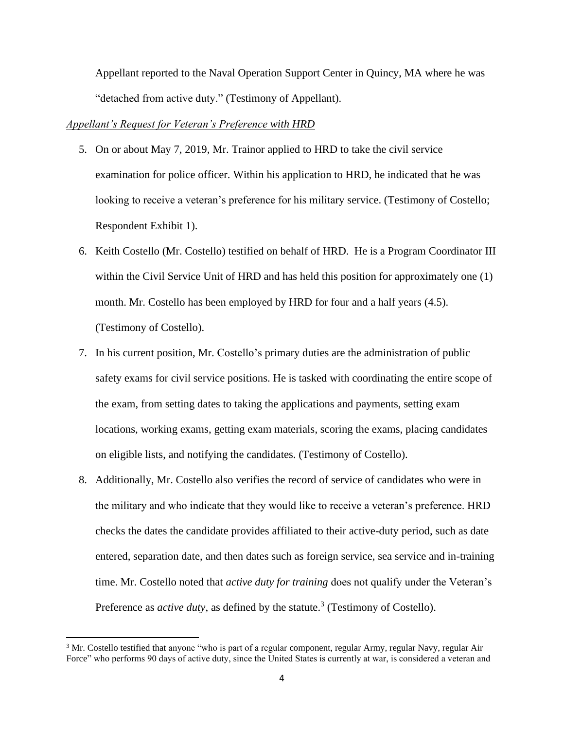Appellant reported to the Naval Operation Support Center in Quincy, MA where he was "detached from active duty." (Testimony of Appellant).

*Appellant's Request for Veteran's Preference with HRD*

5. On or about May 7, 2019, Mr. Trainor applied to HRD to take the civil service examination for police officer. Within his application to HRD, he indicated that he was looking to receive a veteran's preference for his military service. (Testimony of Costello; Respondent Exhibit 1).

6. Keith Costello (Mr. Costello) testified on behalf of HRD. He is a Program Coordinator III within the Civil Service Unit of HRD and has held this position for approximately one (1) month. Mr. Costello has been employed by HRD for four and a half years (4.5). (Testimony of Costello).

7. In his current position, Mr. Costello's primary duties are the administration of public safety exams for civil service positions. He is tasked with coordinating the entire scope of the exam, from setting dates to taking the applications and payments, setting exam locations, working exams, getting exam materials, scoring the exams, placing candidates on eligible lists, and notifying the candidates. (Testimony of Costello).

8. Additionally, Mr. Costello also verifies the record of service of candidates who were in the military and who indicate that they would like to receive a veteran's preference. HRD checks the dates the candidate provides affiliated to their active-duty period, such as date entered, separation date, and then dates such as foreign service, sea service and in-training time. Mr. Costello noted that *active duty for training* does not qualify under the Veteran's Preference as *active duty*, as defined by the statute.[3] (Testimony of Costello).

[3] Mr. Costello testified that anyone "who is part of a regular component, regular Army, regular Navy, regular Air Force" who performs 90 days of active duty, since the United States is currently at war, is considered a veteran and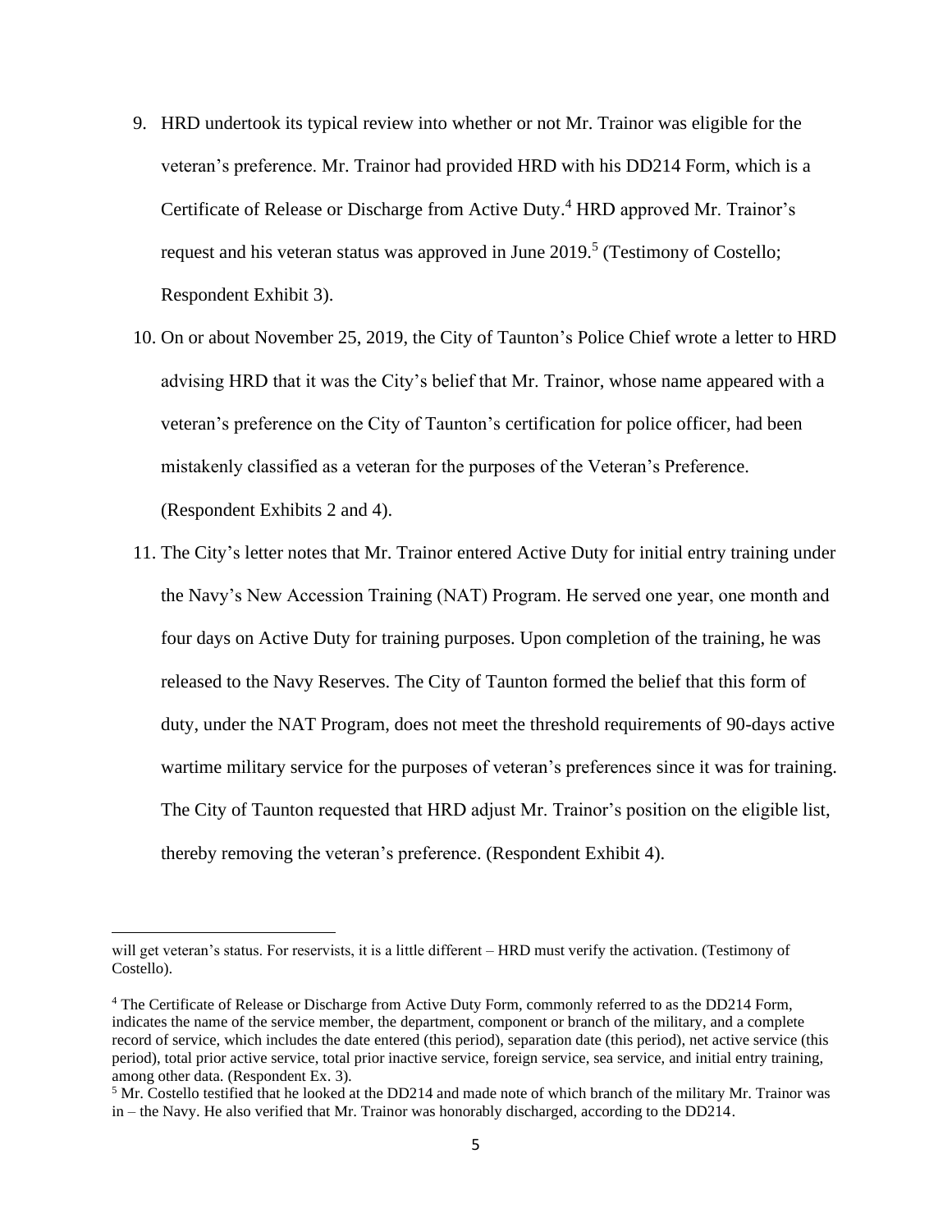9. HRD undertook its typical review into whether or not Mr. Trainor was eligible for the veteran's preference. Mr. Trainor had provided HRD with his DD214 Form, which is a Certificate of Release or Discharge from Active Duty.[4] HRD approved Mr. Trainor's request and his veteran status was approved in June 2019.[5] (Testimony of Costello; Respondent Exhibit 3).

10. On or about November 25, 2019, the City of Taunton's Police Chief wrote a letter to HRD advising HRD that it was the City's belief that Mr. Trainor, whose name appeared with a veteran's preference on the City of Taunton's certification for police officer, had been mistakenly classified as a veteran for the purposes of the Veteran's Preference. (Respondent Exhibits 2 and 4).

11. The City's letter notes that Mr. Trainor entered Active Duty for initial entry training under the Navy's New Accession Training (NAT) Program. He served one year, one month and four days on Active Duty for training purposes. Upon completion of the training, he was released to the Navy Reserves. The City of Taunton formed the belief that this form of duty, under the NAT Program, does not meet the threshold requirements of 90-days active wartime military service for the purposes of veteran's preferences since it was for training. The City of Taunton requested that HRD adjust Mr. Trainor's position on the eligible list, thereby removing the veteran's preference. (Respondent Exhibit 4).

---

will get veteran's status. For reservists, it is a little different – HRD must verify the activation. (Testimony of Costello).

[4] The Certificate of Release or Discharge from Active Duty Form, commonly referred to as the DD214 Form, indicates the name of the service member, the department, component or branch of the military, and a complete record of service, which includes the date entered (this period), separation date (this period), net active service (this period), total prior active service, total prior inactive service, foreign service, sea service, and initial entry training, among other data. (Respondent Ex. 3).

[5] Mr. Costello testified that he looked at the DD214 and made note of which branch of the military Mr. Trainor was in – the Navy. He also verified that Mr. Trainor was honorably discharged, according to the DD214.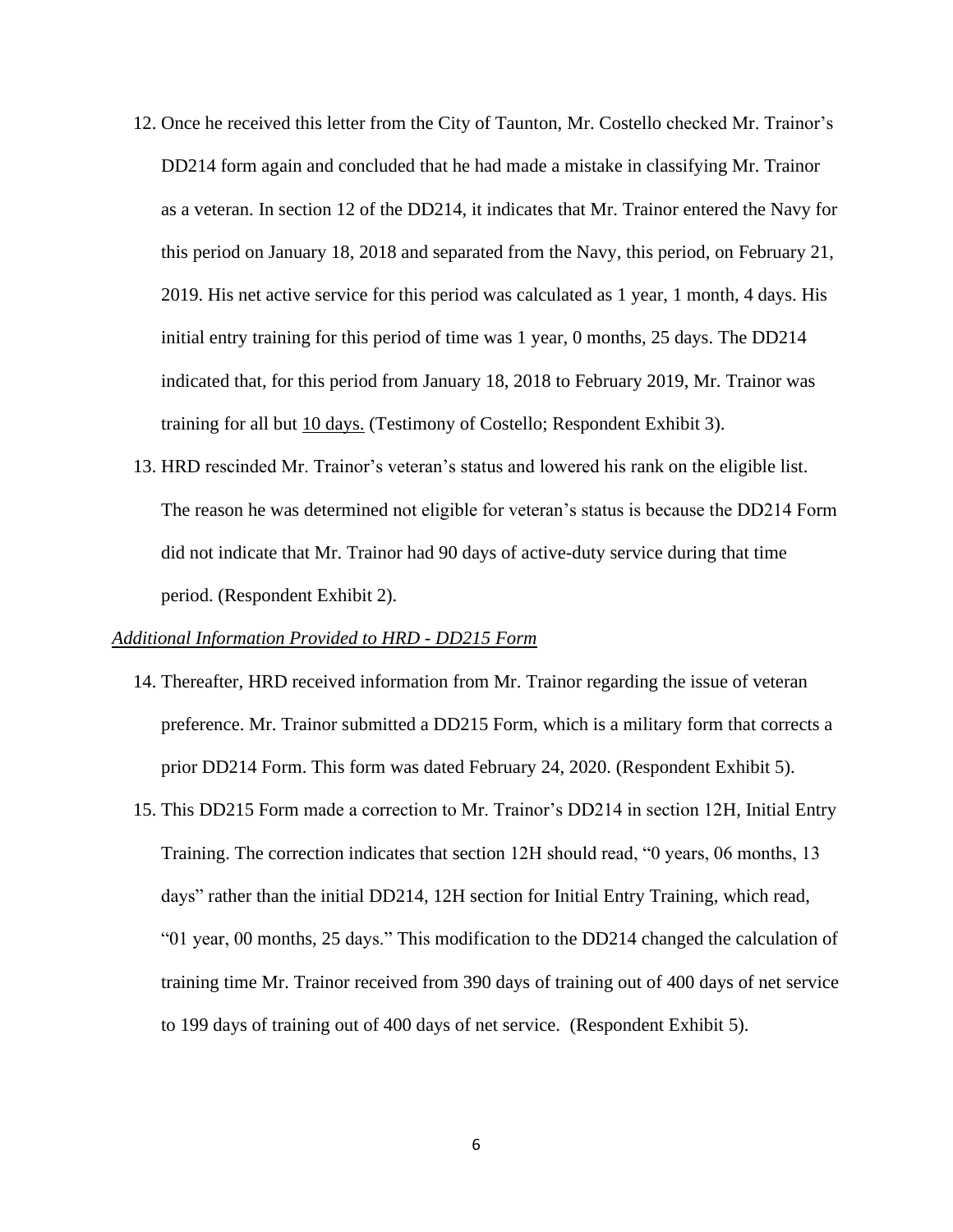12. Once he received this letter from the City of Taunton, Mr. Costello checked Mr. Trainor's DD214 form again and concluded that he had made a mistake in classifying Mr. Trainor as a veteran. In section 12 of the DD214, it indicates that Mr. Trainor entered the Navy for this period on January 18, 2018 and separated from the Navy, this period, on February 21, 2019. His net active service for this period was calculated as 1 year, 1 month, 4 days. His initial entry training for this period of time was 1 year, 0 months, 25 days. The DD214 indicated that, for this period from January 18, 2018 to February 2019, Mr. Trainor was training for all but <u>10 days.</u> (Testimony of Costello; Respondent Exhibit 3).

13. HRD rescinded Mr. Trainor's veteran's status and lowered his rank on the eligible list. The reason he was determined not eligible for veteran's status is because the DD214 Form did not indicate that Mr. Trainor had 90 days of active-duty service during that time period. (Respondent Exhibit 2).

*<u>Additional Information Provided to HRD - DD215 Form</u>*

14. Thereafter, HRD received information from Mr. Trainor regarding the issue of veteran preference. Mr. Trainor submitted a DD215 Form, which is a military form that corrects a prior DD214 Form. This form was dated February 24, 2020. (Respondent Exhibit 5).

15. This DD215 Form made a correction to Mr. Trainor's DD214 in section 12H, Initial Entry Training. The correction indicates that section 12H should read, "0 years, 06 months, 13 days" rather than the initial DD214, 12H section for Initial Entry Training, which read, "01 year, 00 months, 25 days." This modification to the DD214 changed the calculation of training time Mr. Trainor received from 390 days of training out of 400 days of net service to 199 days of training out of 400 days of net service. (Respondent Exhibit 5).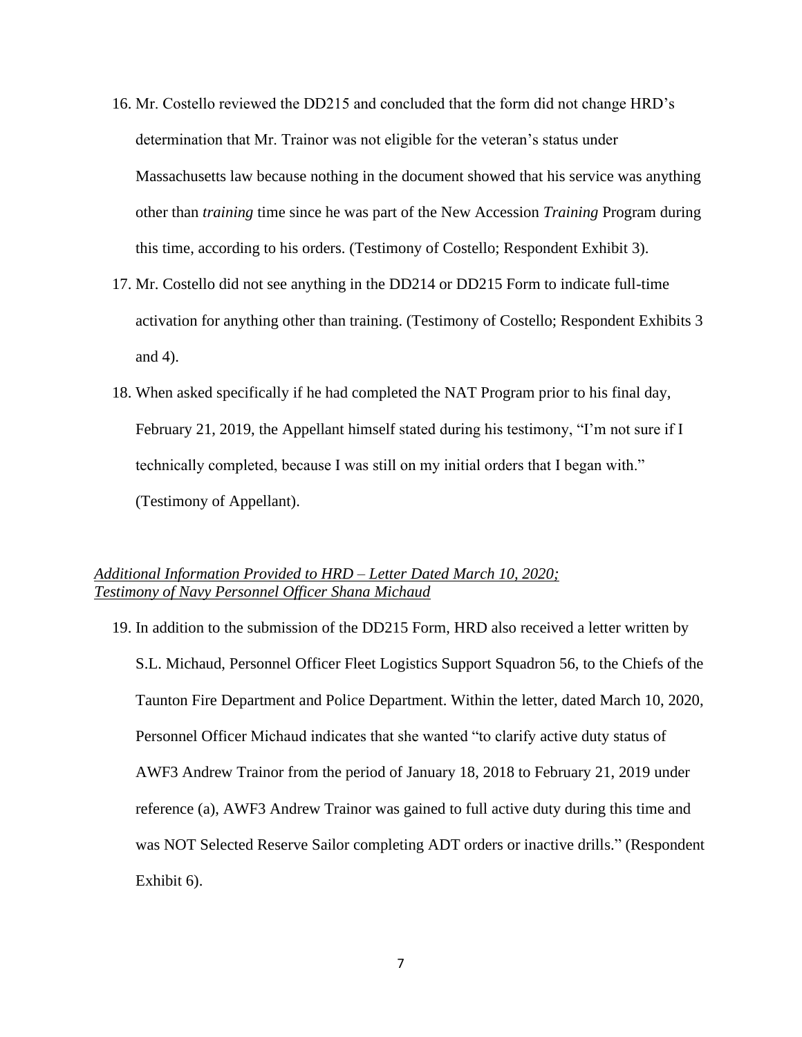16. Mr. Costello reviewed the DD215 and concluded that the form did not change HRD's determination that Mr. Trainor was not eligible for the veteran's status under Massachusetts law because nothing in the document showed that his service was anything other than *training* time since he was part of the New Accession *Training* Program during this time, according to his orders. (Testimony of Costello; Respondent Exhibit 3).

17. Mr. Costello did not see anything in the DD214 or DD215 Form to indicate full-time activation for anything other than training. (Testimony of Costello; Respondent Exhibits 3 and 4).

18. When asked specifically if he had completed the NAT Program prior to his final day, February 21, 2019, the Appellant himself stated during his testimony, "I'm not sure if I technically completed, because I was still on my initial orders that I began with." (Testimony of Appellant).

*Additional Information Provided to HRD – Letter Dated March 10, 2020; Testimony of Navy Personnel Officer Shana Michaud*

19. In addition to the submission of the DD215 Form, HRD also received a letter written by S.L. Michaud, Personnel Officer Fleet Logistics Support Squadron 56, to the Chiefs of the Taunton Fire Department and Police Department. Within the letter, dated March 10, 2020, Personnel Officer Michaud indicates that she wanted "to clarify active duty status of AWF3 Andrew Trainor from the period of January 18, 2018 to February 21, 2019 under reference (a), AWF3 Andrew Trainor was gained to full active duty during this time and was NOT Selected Reserve Sailor completing ADT orders or inactive drills." (Respondent Exhibit 6).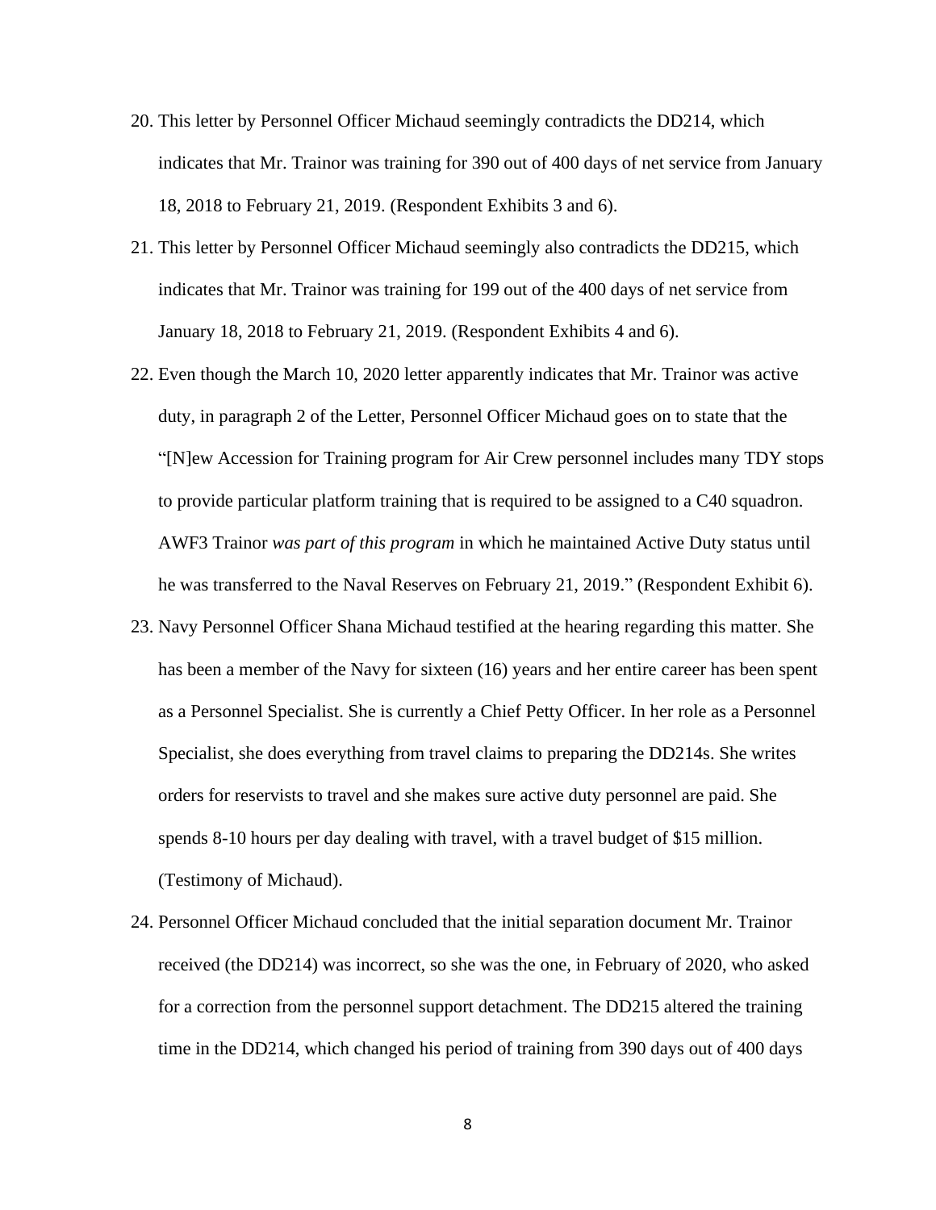20. This letter by Personnel Officer Michaud seemingly contradicts the DD214, which indicates that Mr. Trainor was training for 390 out of 400 days of net service from January 18, 2018 to February 21, 2019. (Respondent Exhibits 3 and 6).
21. This letter by Personnel Officer Michaud seemingly also contradicts the DD215, which indicates that Mr. Trainor was training for 199 out of the 400 days of net service from January 18, 2018 to February 21, 2019. (Respondent Exhibits 4 and 6).
22. Even though the March 10, 2020 letter apparently indicates that Mr. Trainor was active duty, in paragraph 2 of the Letter, Personnel Officer Michaud goes on to state that the "[N]ew Accession for Training program for Air Crew personnel includes many TDY stops to provide particular platform training that is required to be assigned to a C40 squadron. AWF3 Trainor *was part of this program* in which he maintained Active Duty status until he was transferred to the Naval Reserves on February 21, 2019." (Respondent Exhibit 6).
23. Navy Personnel Officer Shana Michaud testified at the hearing regarding this matter. She has been a member of the Navy for sixteen (16) years and her entire career has been spent as a Personnel Specialist. She is currently a Chief Petty Officer. In her role as a Personnel Specialist, she does everything from travel claims to preparing the DD214s. She writes orders for reservists to travel and she makes sure active duty personnel are paid. She spends 8-10 hours per day dealing with travel, with a travel budget of $15 million. (Testimony of Michaud).
24. Personnel Officer Michaud concluded that the initial separation document Mr. Trainor received (the DD214) was incorrect, so she was the one, in February of 2020, who asked for a correction from the personnel support detachment. The DD215 altered the training time in the DD214, which changed his period of training from 390 days out of 400 days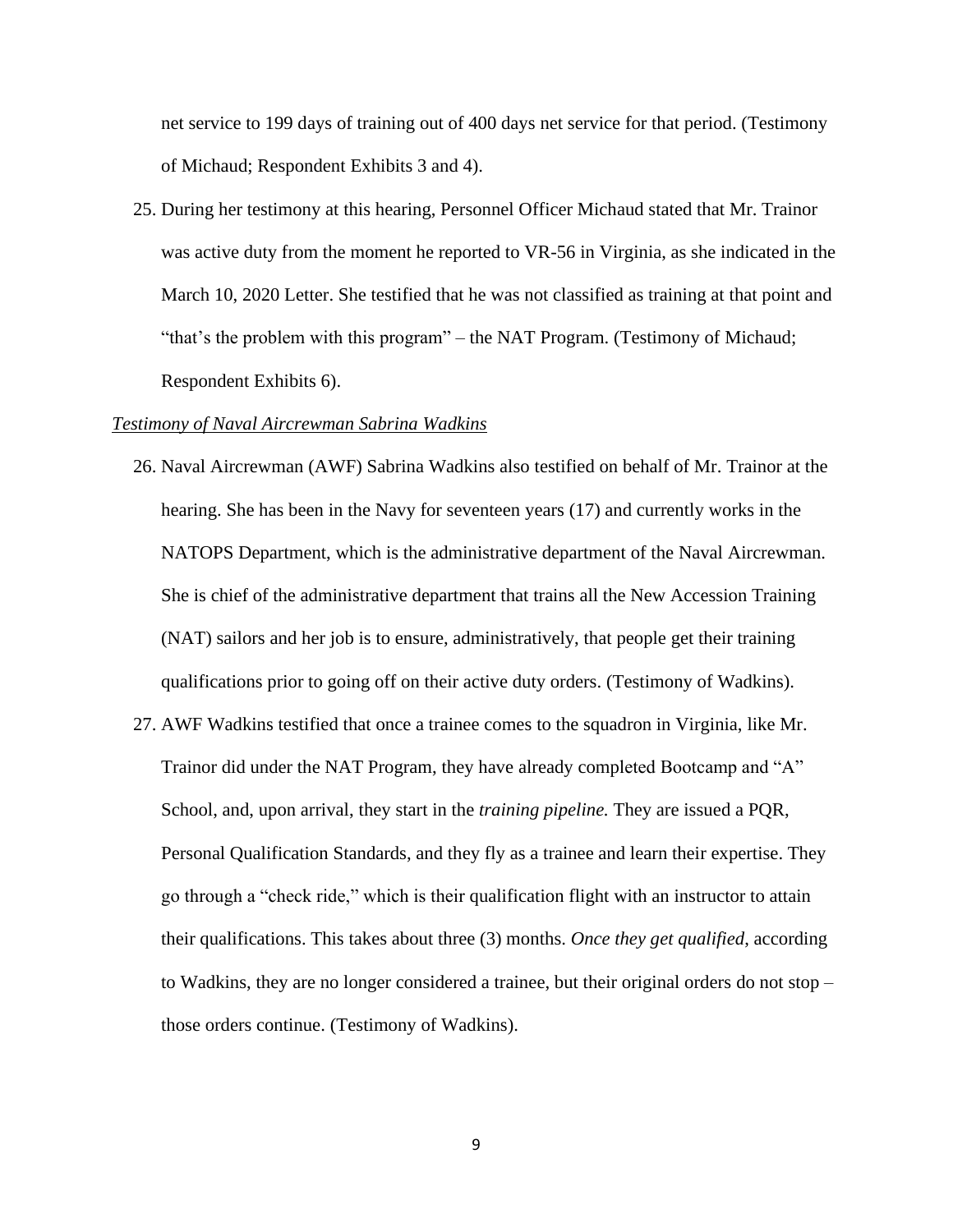net service to 199 days of training out of 400 days net service for that period. (Testimony of Michaud; Respondent Exhibits 3 and 4).

25. During her testimony at this hearing, Personnel Officer Michaud stated that Mr. Trainor was active duty from the moment he reported to VR-56 in Virginia, as she indicated in the March 10, 2020 Letter. She testified that he was not classified as training at that point and "that's the problem with this program" – the NAT Program. (Testimony of Michaud; Respondent Exhibits 6).

*Testimony of Naval Aircrewman Sabrina Wadkins*

26. Naval Aircrewman (AWF) Sabrina Wadkins also testified on behalf of Mr. Trainor at the hearing. She has been in the Navy for seventeen years (17) and currently works in the NATOPS Department, which is the administrative department of the Naval Aircrewman. She is chief of the administrative department that trains all the New Accession Training (NAT) sailors and her job is to ensure, administratively, that people get their training qualifications prior to going off on their active duty orders. (Testimony of Wadkins).

27. AWF Wadkins testified that once a trainee comes to the squadron in Virginia, like Mr. Trainor did under the NAT Program, they have already completed Bootcamp and "A" School, and, upon arrival, they start in the *training pipeline.* They are issued a PQR, Personal Qualification Standards, and they fly as a trainee and learn their expertise. They go through a "check ride," which is their qualification flight with an instructor to attain their qualifications. This takes about three (3) months. *Once they get qualified*, according to Wadkins, they are no longer considered a trainee, but their original orders do not stop – those orders continue. (Testimony of Wadkins).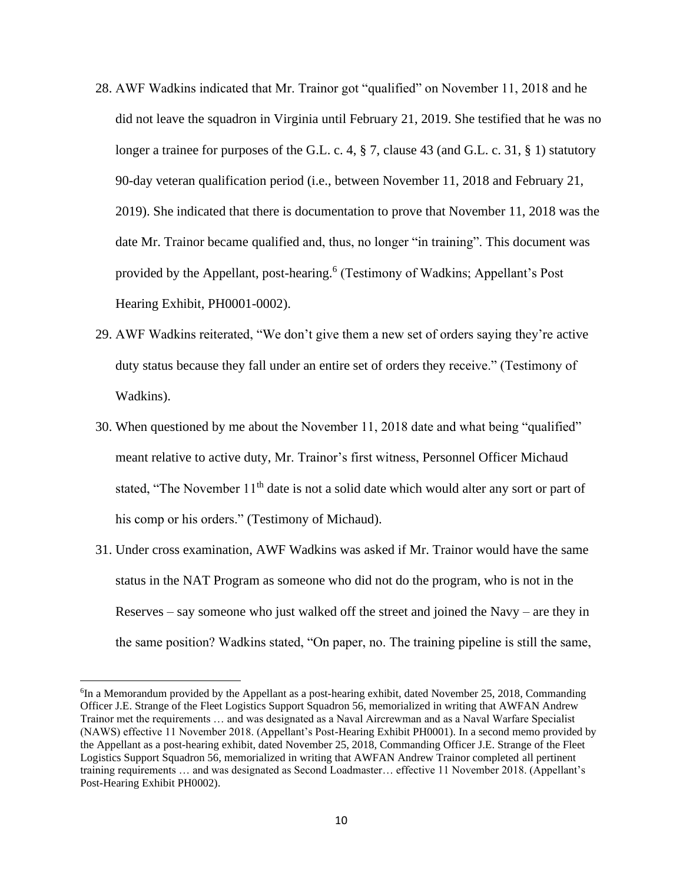28. AWF Wadkins indicated that Mr. Trainor got "qualified" on November 11, 2018 and he did not leave the squadron in Virginia until February 21, 2019. She testified that he was no longer a trainee for purposes of the G.L. c. 4, § 7, clause 43 (and G.L. c. 31, § 1) statutory 90-day veteran qualification period (i.e., between November 11, 2018 and February 21, 2019). She indicated that there is documentation to prove that November 11, 2018 was the date Mr. Trainor became qualified and, thus, no longer "in training". This document was provided by the Appellant, post-hearing.[6] (Testimony of Wadkins; Appellant's Post Hearing Exhibit, PH0001-0002).

29. AWF Wadkins reiterated, "We don't give them a new set of orders saying they're active duty status because they fall under an entire set of orders they receive." (Testimony of Wadkins).

30. When questioned by me about the November 11, 2018 date and what being "qualified" meant relative to active duty, Mr. Trainor's first witness, Personnel Officer Michaud stated, "The November 11th date is not a solid date which would alter any sort or part of his comp or his orders." (Testimony of Michaud).

31. Under cross examination, AWF Wadkins was asked if Mr. Trainor would have the same status in the NAT Program as someone who did not do the program, who is not in the Reserves – say someone who just walked off the street and joined the Navy – are they in the same position? Wadkins stated, "On paper, no. The training pipeline is still the same,

[6] In a Memorandum provided by the Appellant as a post-hearing exhibit, dated November 25, 2018, Commanding Officer J.E. Strange of the Fleet Logistics Support Squadron 56, memorialized in writing that AWFAN Andrew Trainor met the requirements … and was designated as a Naval Aircrewman and as a Naval Warfare Specialist (NAWS) effective 11 November 2018. (Appellant's Post-Hearing Exhibit PH0001). In a second memo provided by the Appellant as a post-hearing exhibit, dated November 25, 2018, Commanding Officer J.E. Strange of the Fleet Logistics Support Squadron 56, memorialized in writing that AWFAN Andrew Trainor completed all pertinent training requirements … and was designated as Second Loadmaster… effective 11 November 2018. (Appellant's Post-Hearing Exhibit PH0002).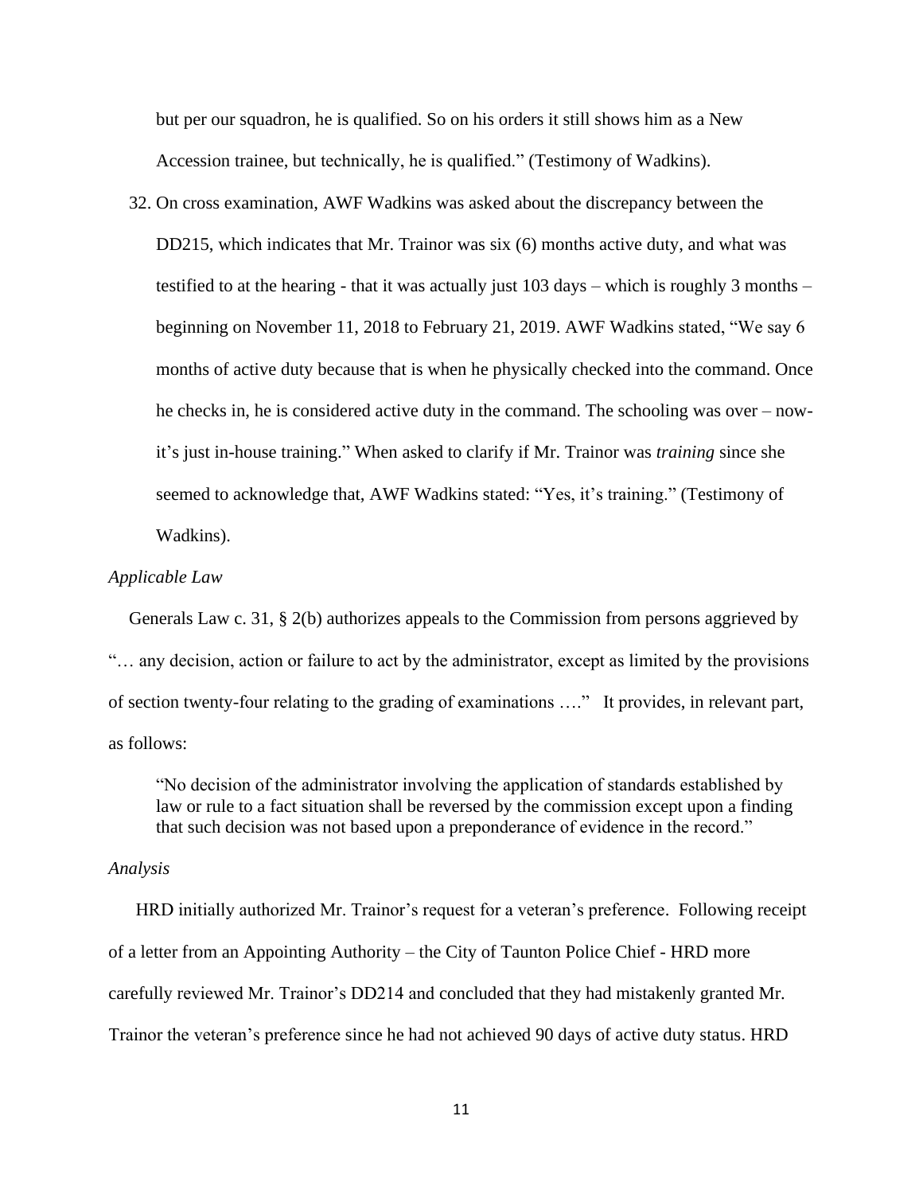but per our squadron, he is qualified. So on his orders it still shows him as a New Accession trainee, but technically, he is qualified." (Testimony of Wadkins).

32. On cross examination, AWF Wadkins was asked about the discrepancy between the DD215, which indicates that Mr. Trainor was six (6) months active duty, and what was testified to at the hearing - that it was actually just 103 days – which is roughly 3 months – beginning on November 11, 2018 to February 21, 2019. AWF Wadkins stated, "We say 6 months of active duty because that is when he physically checked into the command. Once he checks in, he is considered active duty in the command. The schooling was over – now- it's just in-house training." When asked to clarify if Mr. Trainor was *training* since she seemed to acknowledge that, AWF Wadkins stated: "Yes, it's training." (Testimony of Wadkins).

*Applicable Law*

Generals Law c. 31, § 2(b) authorizes appeals to the Commission from persons aggrieved by "… any decision, action or failure to act by the administrator, except as limited by the provisions of section twenty-four relating to the grading of examinations …." It provides, in relevant part, as follows:

> "No decision of the administrator involving the application of standards established by law or rule to a fact situation shall be reversed by the commission except upon a finding that such decision was not based upon a preponderance of evidence in the record."

*Analysis*

HRD initially authorized Mr. Trainor's request for a veteran's preference. Following receipt of a letter from an Appointing Authority – the City of Taunton Police Chief - HRD more carefully reviewed Mr. Trainor's DD214 and concluded that they had mistakenly granted Mr. Trainor the veteran's preference since he had not achieved 90 days of active duty status. HRD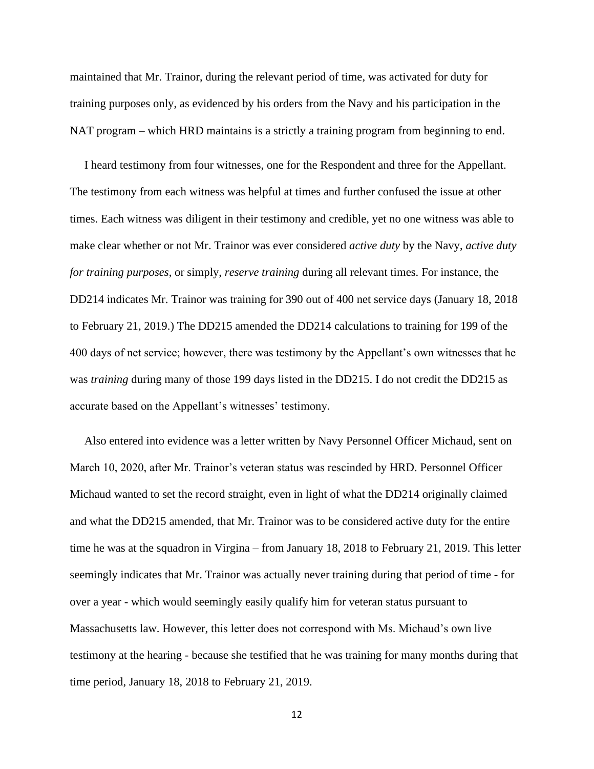maintained that Mr. Trainor, during the relevant period of time, was activated for duty for training purposes only, as evidenced by his orders from the Navy and his participation in the NAT program – which HRD maintains is a strictly a training program from beginning to end.

I heard testimony from four witnesses, one for the Respondent and three for the Appellant. The testimony from each witness was helpful at times and further confused the issue at other times. Each witness was diligent in their testimony and credible, yet no one witness was able to make clear whether or not Mr. Trainor was ever considered *active duty* by the Navy, *active duty for training purposes*, or simply, *reserve training* during all relevant times. For instance, the DD214 indicates Mr. Trainor was training for 390 out of 400 net service days (January 18, 2018 to February 21, 2019.) The DD215 amended the DD214 calculations to training for 199 of the 400 days of net service; however, there was testimony by the Appellant's own witnesses that he was *training* during many of those 199 days listed in the DD215. I do not credit the DD215 as accurate based on the Appellant's witnesses' testimony.

Also entered into evidence was a letter written by Navy Personnel Officer Michaud, sent on March 10, 2020, after Mr. Trainor's veteran status was rescinded by HRD. Personnel Officer Michaud wanted to set the record straight, even in light of what the DD214 originally claimed and what the DD215 amended, that Mr. Trainor was to be considered active duty for the entire time he was at the squadron in Virgina – from January 18, 2018 to February 21, 2019. This letter seemingly indicates that Mr. Trainor was actually never training during that period of time - for over a year - which would seemingly easily qualify him for veteran status pursuant to Massachusetts law. However, this letter does not correspond with Ms. Michaud's own live testimony at the hearing - because she testified that he was training for many months during that time period, January 18, 2018 to February 21, 2019.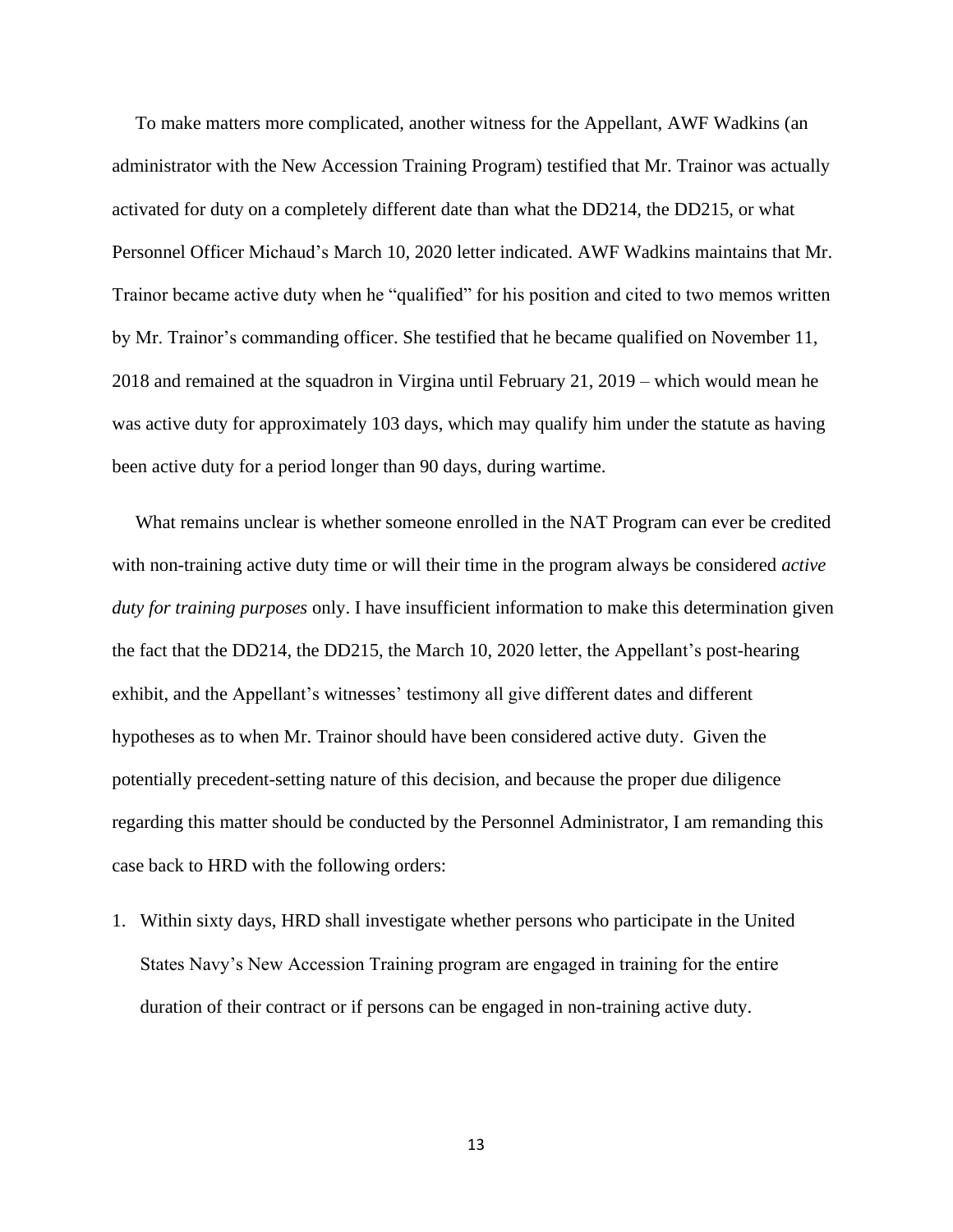To make matters more complicated, another witness for the Appellant, AWF Wadkins (an administrator with the New Accession Training Program) testified that Mr. Trainor was actually activated for duty on a completely different date than what the DD214, the DD215, or what Personnel Officer Michaud's March 10, 2020 letter indicated. AWF Wadkins maintains that Mr. Trainor became active duty when he "qualified" for his position and cited to two memos written by Mr. Trainor's commanding officer. She testified that he became qualified on November 11, 2018 and remained at the squadron in Virgina until February 21, 2019 – which would mean he was active duty for approximately 103 days, which may qualify him under the statute as having been active duty for a period longer than 90 days, during wartime.

What remains unclear is whether someone enrolled in the NAT Program can ever be credited with non-training active duty time or will their time in the program always be considered *active duty for training purposes* only. I have insufficient information to make this determination given the fact that the DD214, the DD215, the March 10, 2020 letter, the Appellant's post-hearing exhibit, and the Appellant's witnesses' testimony all give different dates and different hypotheses as to when Mr. Trainor should have been considered active duty. Given the potentially precedent-setting nature of this decision, and because the proper due diligence regarding this matter should be conducted by the Personnel Administrator, I am remanding this case back to HRD with the following orders:

1. Within sixty days, HRD shall investigate whether persons who participate in the United States Navy's New Accession Training program are engaged in training for the entire duration of their contract or if persons can be engaged in non-training active duty.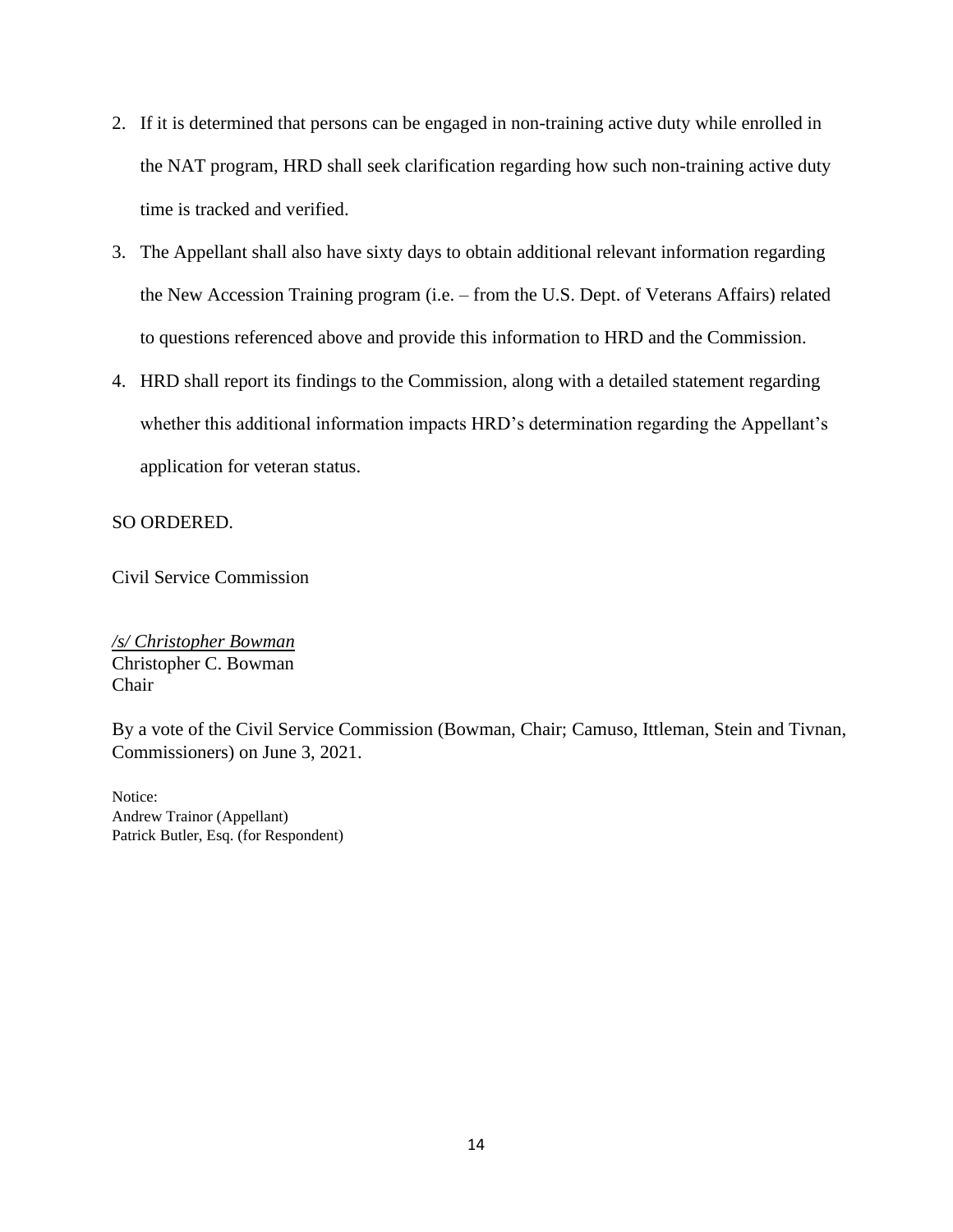2. If it is determined that persons can be engaged in non-training active duty while enrolled in the NAT program, HRD shall seek clarification regarding how such non-training active duty time is tracked and verified.
3. The Appellant shall also have sixty days to obtain additional relevant information regarding the New Accession Training program (i.e. – from the U.S. Dept. of Veterans Affairs) related to questions referenced above and provide this information to HRD and the Commission.
4. HRD shall report its findings to the Commission, along with a detailed statement regarding whether this additional information impacts HRD's determination regarding the Appellant's application for veteran status.

SO ORDERED.

Civil Service Commission

*/s/ Christopher Bowman*
Christopher C. Bowman
Chair

By a vote of the Civil Service Commission (Bowman, Chair; Camuso, Ittleman, Stein and Tivnan, Commissioners) on June 3, 2021.

Notice:
Andrew Trainor (Appellant)
Patrick Butler, Esq. (for Respondent)